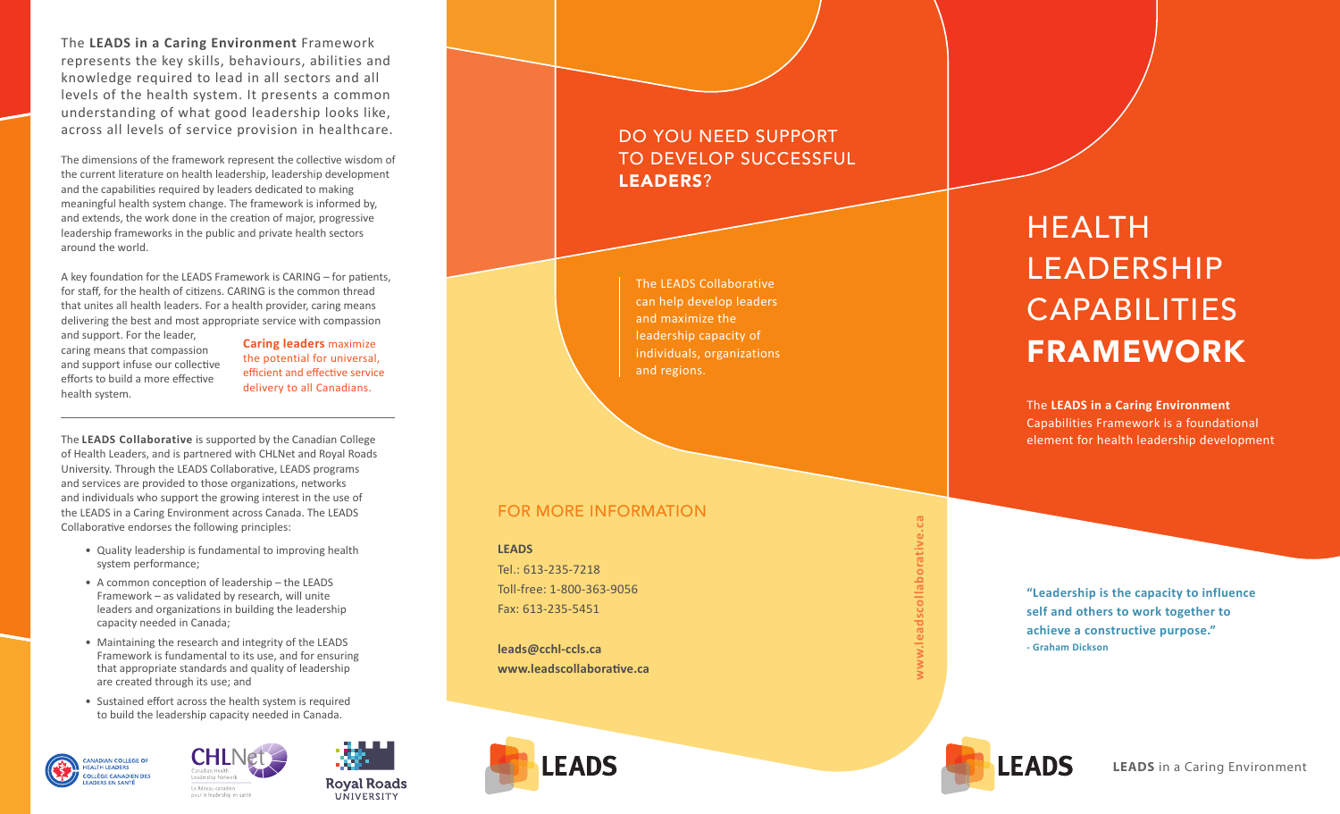The **LEADS in a Caring Environment** Framework represents the key skills, behaviours, abilities and knowledge required to lead in all sectors and all levels of the health system. It presents a common understanding of what good leadership looks like, across all levels of service provision in healthcare.

The dimensions of the framework represent the collective wisdom of the current literature on health leadership, leadership development and the capabilities required by leaders dedicated to making meaningful health system change. The framework is informed by, and extends, the work done in the creation of major, progressive leadership frameworks in the public and private health sectors around the world.

A key foundation for the LEADS Framework is CARING – for patients, for staff, for the health of citizens. CARING is the common thread that unites all health leaders. For a health provider, caring means delivering the best and most appropriate service with compassion and support. For the leader, caring means that compassion and support infuse our collective efforts to build a more effective health system.

**Caring leaders** maximize the potential for universal, efficient and effective service delivery to all Canadians.

---

The **LEADS Collaborative** is supported by the Canadian College of Health Leaders, and is partnered with CHLNet and Royal Roads University. Through the LEADS Collaborative, LEADS programs and services are provided to those organizations, networks and individuals who support the growing interest in the use of the LEADS in a Caring Environment across Canada. The LEADS Collaborative endorses the following principles:

- Quality leadership is fundamental to improving health system performance;
- A common conception of leadership – the LEADS Framework – as validated by research, will unite leaders and organizations in building the leadership capacity needed in Canada;
- Maintaining the research and integrity of the LEADS Framework is fundamental to its use, and for ensuring that appropriate standards and quality of leadership are created through its use; and
- Sustained effort across the health system is required to build the leadership capacity needed in Canada.

Canadian College of Health Leaders / Collège canadien des leaders en santé

CHLNet – Canadian Health Leadership Network / Le Réseau canadien pour le leadership en santé

Royal Roads University

## DO YOU NEED SUPPORT TO DEVELOP SUCCESSFUL **LEADERS**?

The LEADS Collaborative can help develop leaders and maximize the leadership capacity of individuals, organizations and regions.

## FOR MORE INFORMATION

**LEADS**
Tel.: 613-235-7218
Toll-free: 1-800-363-9056
Fax: 613-235-5451

**leads@cchl-ccls.ca**
**www.leadscollaborative.ca**

www.leadscollaborative.ca

LEADS

# HEALTH LEADERSHIP CAPABILITIES **FRAMEWORK**

The **LEADS in a Caring Environment** Capabilities Framework is a foundational element for health leadership development

**"Leadership is the capacity to influence self and others to work together to achieve a constructive purpose."**
**- Graham Dickson**

LEADS

**LEADS** in a Caring Environment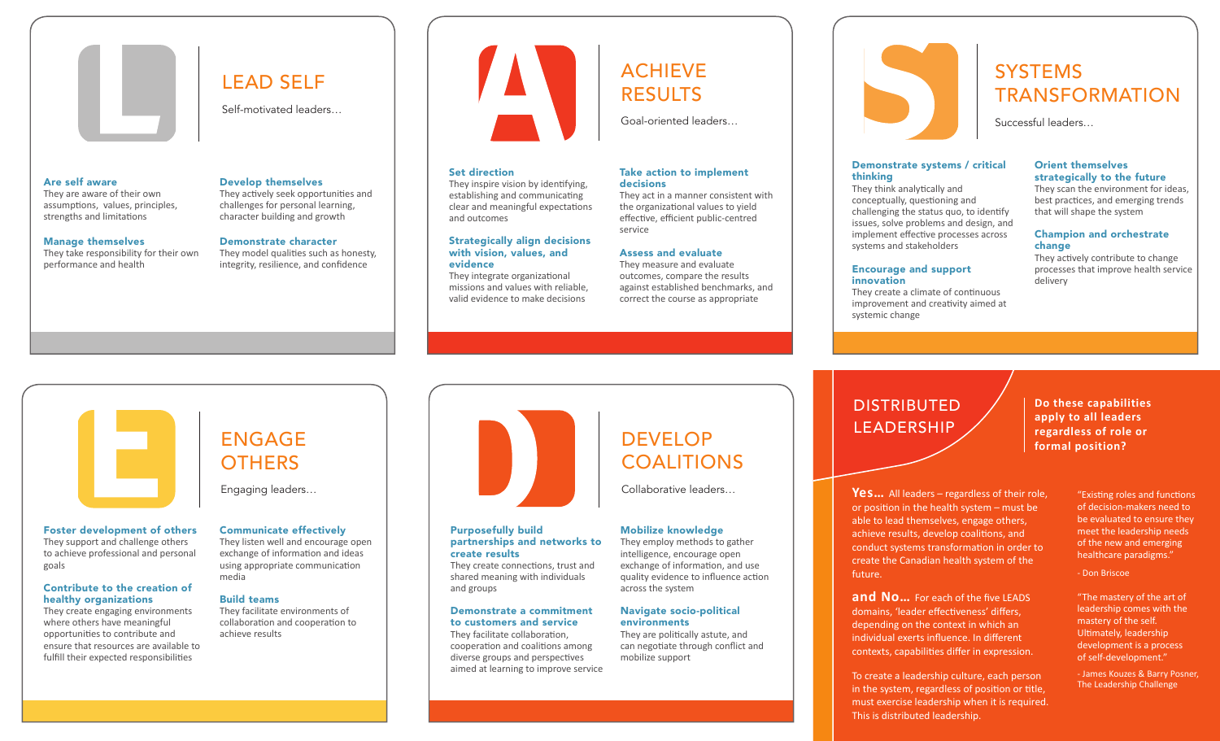## LEAD SELF

Self-motivated leaders…

**Are self aware**
They are aware of their own assumptions, values, principles, strengths and limitations

**Manage themselves**
They take responsibility for their own performance and health

**Develop themselves**
They actively seek opportunities and challenges for personal learning, character building and growth

**Demonstrate character**
They model qualities such as honesty, integrity, resilience, and confidence

## ACHIEVE RESULTS

Goal-oriented leaders…

**Set direction**
They inspire vision by identifying, establishing and communicating clear and meaningful expectations and outcomes

**Strategically align decisions with vision, values, and evidence**
They integrate organizational missions and values with reliable, valid evidence to make decisions

**Take action to implement decisions**
They act in a manner consistent with the organizational values to yield effective, efficient public-centred service

**Assess and evaluate**
They measure and evaluate outcomes, compare the results against established benchmarks, and correct the course as appropriate

## SYSTEMS TRANSFORMATION

Successful leaders…

**Demonstrate systems / critical thinking**
They think analytically and conceptually, questioning and challenging the status quo, to identify issues, solve problems and design, and implement effective processes across systems and stakeholders

**Encourage and support innovation**
They create a climate of continuous improvement and creativity aimed at systemic change

**Orient themselves strategically to the future**
They scan the environment for ideas, best practices, and emerging trends that will shape the system

**Champion and orchestrate change**
They actively contribute to change processes that improve health service delivery

## ENGAGE OTHERS

Engaging leaders…

**Foster development of others**
They support and challenge others to achieve professional and personal goals

**Contribute to the creation of healthy organizations**
They create engaging environments where others have meaningful opportunities to contribute and ensure that resources are available to fulfill their expected responsibilities

**Communicate effectively**
They listen well and encourage open exchange of information and ideas using appropriate communication media

**Build teams**
They facilitate environments of collaboration and cooperation to achieve results

## DEVELOP COALITIONS

Collaborative leaders…

**Purposefully build partnerships and networks to create results**
They create connections, trust and shared meaning with individuals and groups

**Demonstrate a commitment to customers and service**
They facilitate collaboration, cooperation and coalitions among diverse groups and perspectives aimed at learning to improve service

**Mobilize knowledge**
They employ methods to gather intelligence, encourage open exchange of information, and use quality evidence to influence action across the system

**Navigate socio-political environments**
They are politically astute, and can negotiate through conflict and mobilize support

## DISTRIBUTED LEADERSHIP

**Do these capabilities apply to all leaders regardless of role or formal position?**

**Yes…** All leaders – regardless of their role, or position in the health system – must be able to lead themselves, engage others, achieve results, develop coalitions, and conduct systems transformation in order to create the Canadian health system of the future.

**and No…** For each of the five LEADS domains, 'leader effectiveness' differs, depending on the context in which an individual exerts influence. In different contexts, capabilities differ in expression.

To create a leadership culture, each person in the system, regardless of position or title, must exercise leadership when it is required. This is distributed leadership.

"Existing roles and functions of decision-makers need to be evaluated to ensure they meet the leadership needs of the new and emerging healthcare paradigms."

- Don Briscoe

"The mastery of the art of leadership comes with the mastery of the self. Ultimately, leadership development is a process of self-development."

- James Kouzes & Barry Posner, The Leadership Challenge